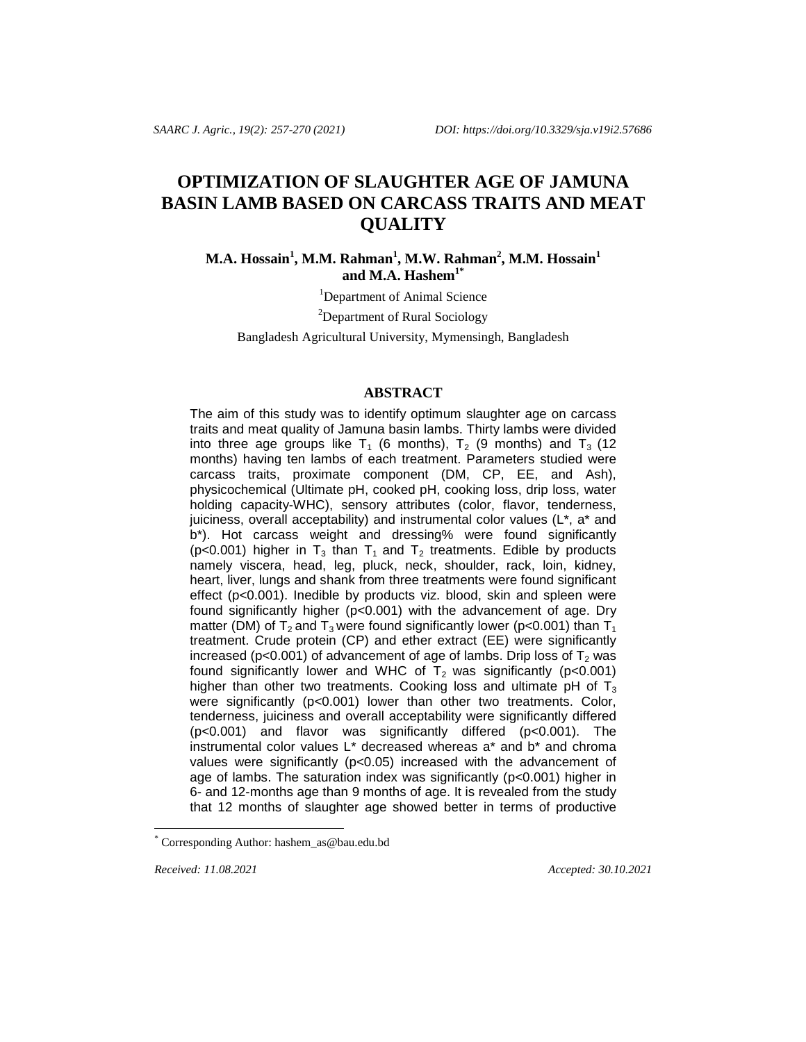# OPTIMIZATION OF SLAUGHTER AGE OF JAMUNA BASIN LAMB BASED ON CARCASS TRAITS AND MEAT QUALITY

**M.A. Hossain[1], M.M. Rahman[1], M.W. Rahman[2], M.M. Hossain[1] and M.A. Hashem[1*]**

[1]Department of Animal Science

[2]Department of Rural Sociology

Bangladesh Agricultural University, Mymensingh, Bangladesh

## ABSTRACT

The aim of this study was to identify optimum slaughter age on carcass traits and meat quality of Jamuna basin lambs. Thirty lambs were divided into three age groups like $T_1$ (6 months), $T_2$ (9 months) and $T_3$ (12 months) having ten lambs of each treatment. Parameters studied were carcass traits, proximate component (DM, CP, EE, and Ash), physicochemical (Ultimate pH, cooked pH, cooking loss, drip loss, water holding capacity-WHC), sensory attributes (color, flavor, tenderness, juiciness, overall acceptability) and instrumental color values (L*, a* and b*). Hot carcass weight and dressing% were found significantly ($p<0.001$) higher in $T_3$ than $T_1$ and $T_2$ treatments. Edible by products namely viscera, head, leg, pluck, neck, shoulder, rack, loin, kidney, heart, liver, lungs and shank from three treatments were found significant effect ($p<0.001$). Inedible by products viz. blood, skin and spleen were found significantly higher ($p<0.001$) with the advancement of age. Dry matter (DM) of $T_2$ and $T_3$ were found significantly lower ($p<0.001$) than $T_1$ treatment. Crude protein (CP) and ether extract (EE) were significantly increased ($p<0.001$) of advancement of age of lambs. Drip loss of $T_2$ was found significantly lower and WHC of $T_2$ was significantly ($p<0.001$) higher than other two treatments. Cooking loss and ultimate pH of $T_3$ were significantly ($p<0.001$) lower than other two treatments. Color, tenderness, juiciness and overall acceptability were significantly differed ($p<0.001$) and flavor was significantly differed ($p<0.001$). The instrumental color values L* decreased whereas a* and b* and chroma values were significantly ($p<0.05$) increased with the advancement of age of lambs. The saturation index was significantly ($p<0.001$) higher in 6- and 12-months age than 9 months of age. It is revealed from the study that 12 months of slaughter age showed better in terms of productive

[*] Corresponding Author: hashem_as@bau.edu.bd

*Received: 11.08.2021* *Accepted: 30.10.2021*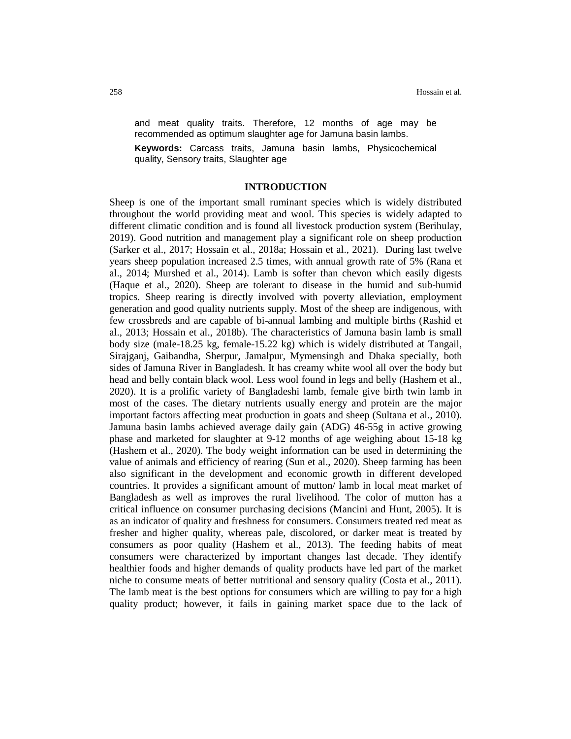and meat quality traits. Therefore, 12 months of age may be recommended as optimum slaughter age for Jamuna basin lambs.

**Keywords:** Carcass traits, Jamuna basin lambs, Physicochemical quality, Sensory traits, Slaughter age

## INTRODUCTION

Sheep is one of the important small ruminant species which is widely distributed throughout the world providing meat and wool. This species is widely adapted to different climatic condition and is found all livestock production system (Berihulay, 2019). Good nutrition and management play a significant role on sheep production (Sarker et al., 2017; Hossain et al., 2018a; Hossain et al., 2021). During last twelve years sheep population increased 2.5 times, with annual growth rate of 5% (Rana et al., 2014; Murshed et al., 2014). Lamb is softer than chevon which easily digests (Haque et al., 2020). Sheep are tolerant to disease in the humid and sub-humid tropics. Sheep rearing is directly involved with poverty alleviation, employment generation and good quality nutrients supply. Most of the sheep are indigenous, with few crossbreds and are capable of bi-annual lambing and multiple births (Rashid et al., 2013; Hossain et al., 2018b). The characteristics of Jamuna basin lamb is small body size (male-18.25 kg, female-15.22 kg) which is widely distributed at Tangail, Sirajganj, Gaibandha, Sherpur, Jamalpur, Mymensingh and Dhaka specially, both sides of Jamuna River in Bangladesh. It has creamy white wool all over the body but head and belly contain black wool. Less wool found in legs and belly (Hashem et al., 2020). It is a prolific variety of Bangladeshi lamb, female give birth twin lamb in most of the cases. The dietary nutrients usually energy and protein are the major important factors affecting meat production in goats and sheep (Sultana et al., 2010). Jamuna basin lambs achieved average daily gain (ADG) 46-55g in active growing phase and marketed for slaughter at 9-12 months of age weighing about 15-18 kg (Hashem et al., 2020). The body weight information can be used in determining the value of animals and efficiency of rearing (Sun et al., 2020). Sheep farming has been also significant in the development and economic growth in different developed countries. It provides a significant amount of mutton/ lamb in local meat market of Bangladesh as well as improves the rural livelihood. The color of mutton has a critical influence on consumer purchasing decisions (Mancini and Hunt, 2005). It is as an indicator of quality and freshness for consumers. Consumers treated red meat as fresher and higher quality, whereas pale, discolored, or darker meat is treated by consumers as poor quality (Hashem et al., 2013). The feeding habits of meat consumers were characterized by important changes last decade. They identify healthier foods and higher demands of quality products have led part of the market niche to consume meats of better nutritional and sensory quality (Costa et al., 2011). The lamb meat is the best options for consumers which are willing to pay for a high quality product; however, it fails in gaining market space due to the lack of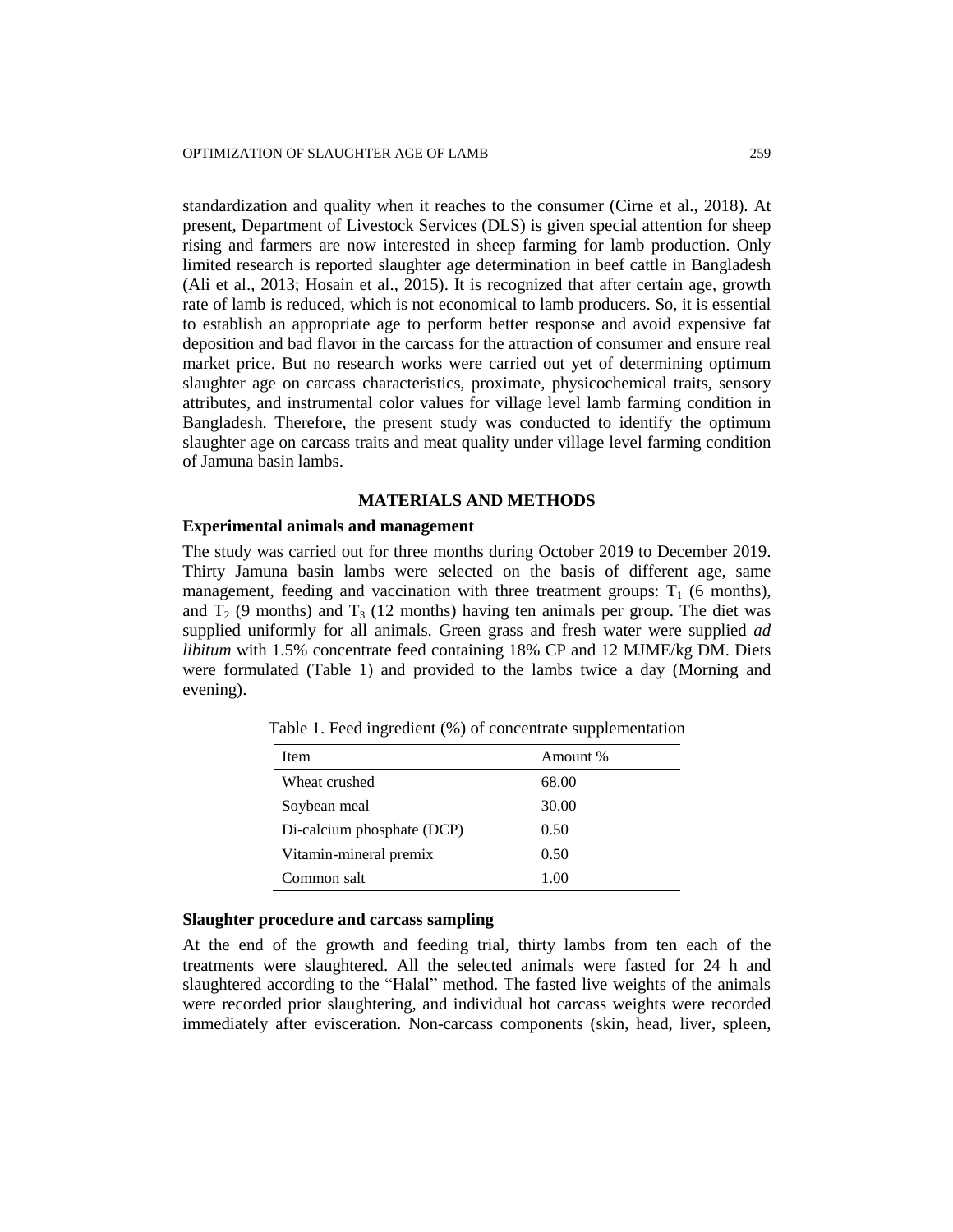standardization and quality when it reaches to the consumer (Cirne et al., 2018). At present, Department of Livestock Services (DLS) is given special attention for sheep rising and farmers are now interested in sheep farming for lamb production. Only limited research is reported slaughter age determination in beef cattle in Bangladesh (Ali et al., 2013; Hosain et al., 2015). It is recognized that after certain age, growth rate of lamb is reduced, which is not economical to lamb producers. So, it is essential to establish an appropriate age to perform better response and avoid expensive fat deposition and bad flavor in the carcass for the attraction of consumer and ensure real market price. But no research works were carried out yet of determining optimum slaughter age on carcass characteristics, proximate, physicochemical traits, sensory attributes, and instrumental color values for village level lamb farming condition in Bangladesh. Therefore, the present study was conducted to identify the optimum slaughter age on carcass traits and meat quality under village level farming condition of Jamuna basin lambs.

## MATERIALS AND METHODS

### Experimental animals and management

The study was carried out for three months during October 2019 to December 2019. Thirty Jamuna basin lambs were selected on the basis of different age, same management, feeding and vaccination with three treatment groups: $T_1$ (6 months), and $T_2$ (9 months) and $T_3$ (12 months) having ten animals per group. The diet was supplied uniformly for all animals. Green grass and fresh water were supplied *ad libitum* with 1.5% concentrate feed containing 18% CP and 12 MJME/kg DM. Diets were formulated (Table 1) and provided to the lambs twice a day (Morning and evening).

Table 1. Feed ingredient (%) of concentrate supplementation

| Item | Amount % |
|---|---|
| Wheat crushed | 68.00 |
| Soybean meal | 30.00 |
| Di-calcium phosphate (DCP) | 0.50 |
| Vitamin-mineral premix | 0.50 |
| Common salt | 1.00 |

### Slaughter procedure and carcass sampling

At the end of the growth and feeding trial, thirty lambs from ten each of the treatments were slaughtered. All the selected animals were fasted for 24 h and slaughtered according to the "Halal" method. The fasted live weights of the animals were recorded prior slaughtering, and individual hot carcass weights were recorded immediately after evisceration. Non-carcass components (skin, head, liver, spleen,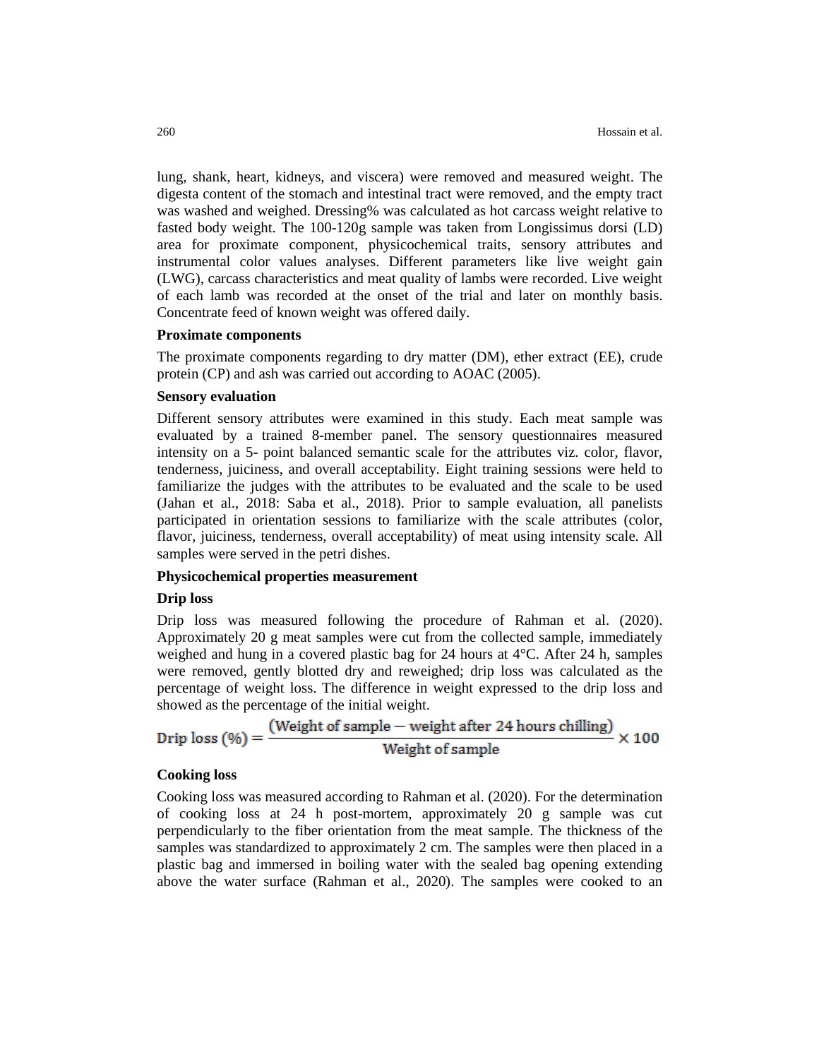lung, shank, heart, kidneys, and viscera) were removed and measured weight. The digesta content of the stomach and intestinal tract were removed, and the empty tract was washed and weighed. Dressing% was calculated as hot carcass weight relative to fasted body weight. The 100-120g sample was taken from Longissimus dorsi (LD) area for proximate component, physicochemical traits, sensory attributes and instrumental color values analyses. Different parameters like live weight gain (LWG), carcass characteristics and meat quality of lambs were recorded. Live weight of each lamb was recorded at the onset of the trial and later on monthly basis. Concentrate feed of known weight was offered daily.

**Proximate components**

The proximate components regarding to dry matter (DM), ether extract (EE), crude protein (CP) and ash was carried out according to AOAC (2005).

**Sensory evaluation**

Different sensory attributes were examined in this study. Each meat sample was evaluated by a trained 8-member panel. The sensory questionnaires measured intensity on a 5- point balanced semantic scale for the attributes viz. color, flavor, tenderness, juiciness, and overall acceptability. Eight training sessions were held to familiarize the judges with the attributes to be evaluated and the scale to be used (Jahan et al., 2018: Saba et al., 2018). Prior to sample evaluation, all panelists participated in orientation sessions to familiarize with the scale attributes (color, flavor, juiciness, tenderness, overall acceptability) of meat using intensity scale. All samples were served in the petri dishes.

**Physicochemical properties measurement**

**Drip loss**

Drip loss was measured following the procedure of Rahman et al. (2020). Approximately 20 g meat samples were cut from the collected sample, immediately weighed and hung in a covered plastic bag for 24 hours at 4°C. After 24 h, samples were removed, gently blotted dry and reweighed; drip loss was calculated as the percentage of weight loss. The difference in weight expressed to the drip loss and showed as the percentage of the initial weight.

$$\text{Drip loss (\%)} = \frac{(\text{Weight of sample} - \text{weight after 24 hours chilling})}{\text{Weight of sample}} \times 100$$

**Cooking loss**

Cooking loss was measured according to Rahman et al. (2020). For the determination of cooking loss at 24 h post-mortem, approximately 20 g sample was cut perpendicularly to the fiber orientation from the meat sample. The thickness of the samples was standardized to approximately 2 cm. The samples were then placed in a plastic bag and immersed in boiling water with the sealed bag opening extending above the water surface (Rahman et al., 2020). The samples were cooked to an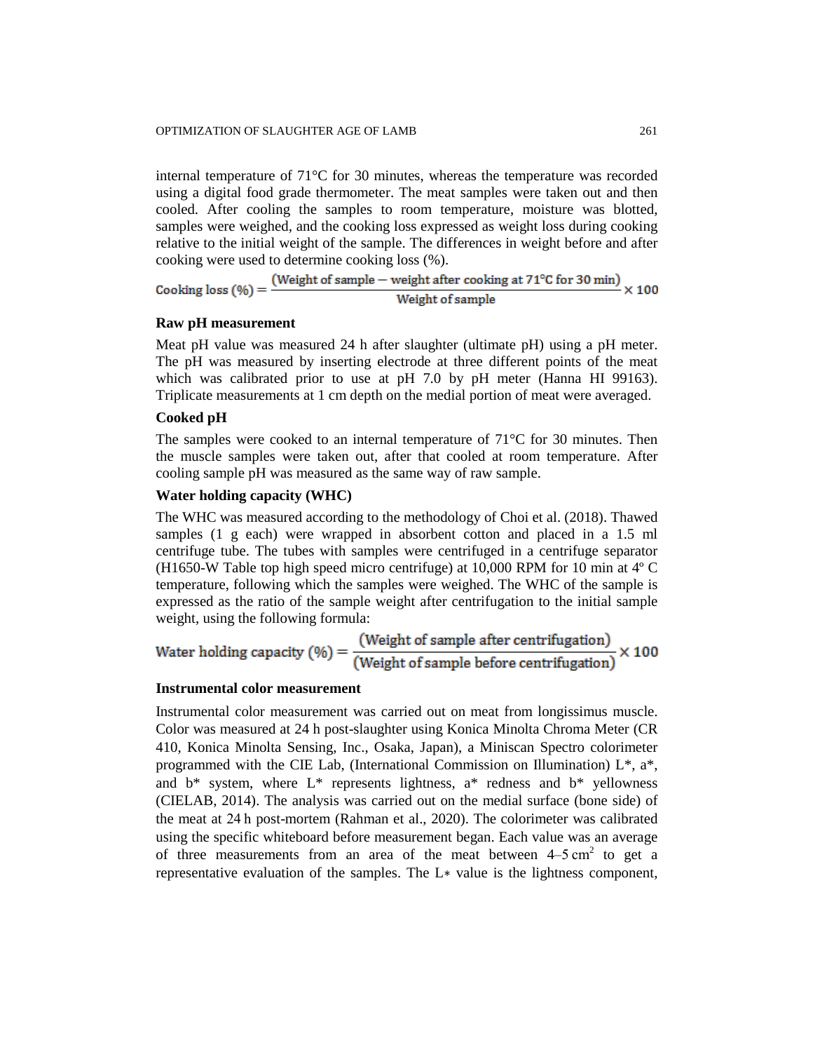internal temperature of 71°C for 30 minutes, whereas the temperature was recorded using a digital food grade thermometer. The meat samples were taken out and then cooled. After cooling the samples to room temperature, moisture was blotted, samples were weighed, and the cooking loss expressed as weight loss during cooking relative to the initial weight of the sample. The differences in weight before and after cooking were used to determine cooking loss (%).

$$\text{Cooking loss (\%)} = \frac{(\text{Weight of sample} - \text{weight after cooking at } 71^{\circ}\text{C for 30 min})}{\text{Weight of sample}} \times 100$$

### Raw pH measurement

Meat pH value was measured 24 h after slaughter (ultimate pH) using a pH meter. The pH was measured by inserting electrode at three different points of the meat which was calibrated prior to use at pH 7.0 by pH meter (Hanna HI 99163). Triplicate measurements at 1 cm depth on the medial portion of meat were averaged.

### Cooked pH

The samples were cooked to an internal temperature of 71°C for 30 minutes. Then the muscle samples were taken out, after that cooled at room temperature. After cooling sample pH was measured as the same way of raw sample.

### Water holding capacity (WHC)

The WHC was measured according to the methodology of Choi et al. (2018). Thawed samples (1 g each) were wrapped in absorbent cotton and placed in a 1.5 ml centrifuge tube. The tubes with samples were centrifuged in a centrifuge separator (H1650-W Table top high speed micro centrifuge) at 10,000 RPM for 10 min at 4º C temperature, following which the samples were weighed. The WHC of the sample is expressed as the ratio of the sample weight after centrifugation to the initial sample weight, using the following formula:

$$\text{Water holding capacity (\%)} = \frac{(\text{Weight of sample after centrifugation})}{(\text{Weight of sample before centrifugation})} \times 100$$

### Instrumental color measurement

Instrumental color measurement was carried out on meat from longissimus muscle. Color was measured at 24 h post-slaughter using Konica Minolta Chroma Meter (CR 410, Konica Minolta Sensing, Inc., Osaka, Japan), a Miniscan Spectro colorimeter programmed with the CIE Lab, (International Commission on Illumination) L*, a*, and b* system, where L* represents lightness, a* redness and b* yellowness (CIELAB, 2014). The analysis was carried out on the medial surface (bone side) of the meat at 24 h post-mortem (Rahman et al., 2020). The colorimeter was calibrated using the specific whiteboard before measurement began. Each value was an average of three measurements from an area of the meat between 4–5 $cm^2$ to get a representative evaluation of the samples. The L∗ value is the lightness component,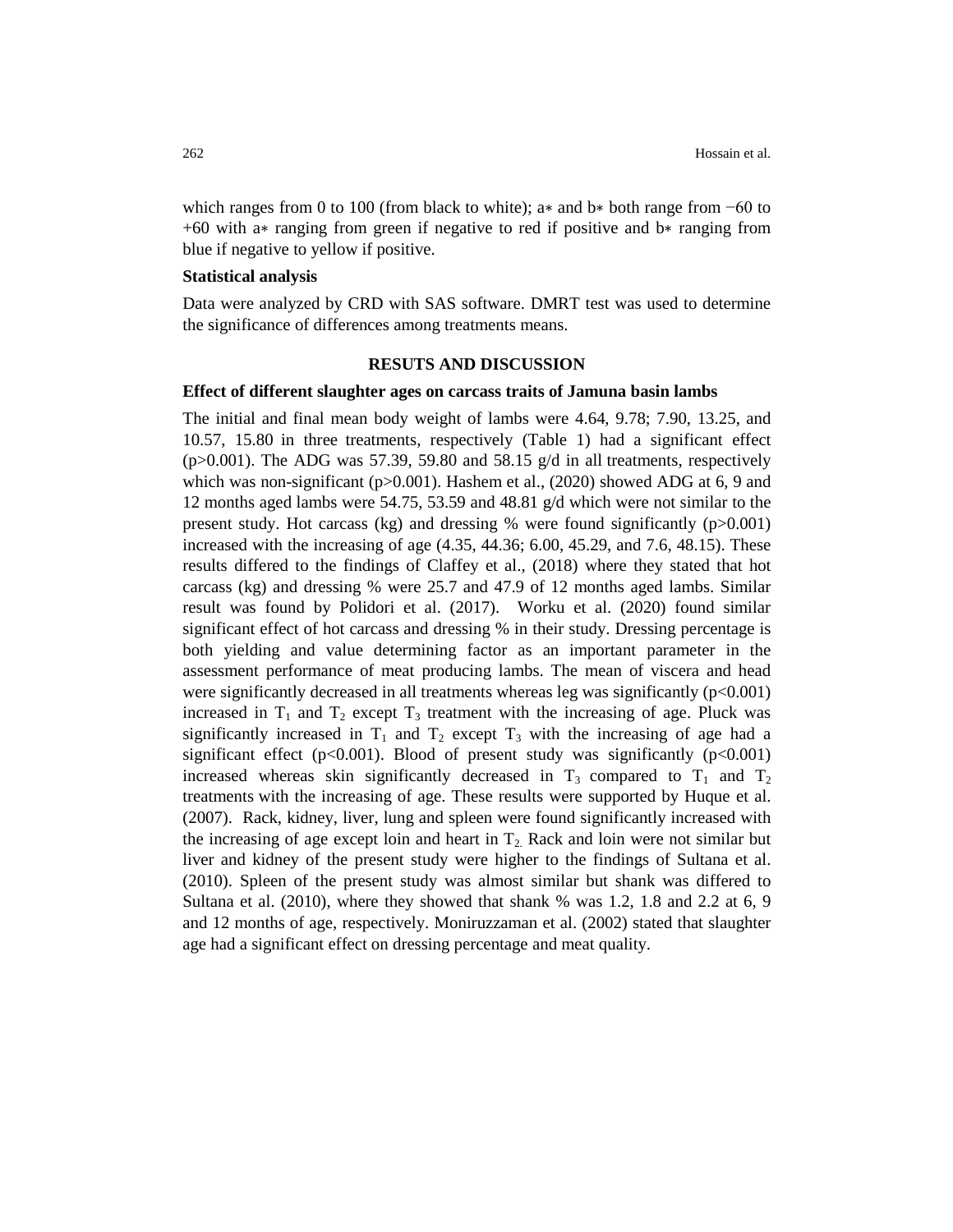which ranges from 0 to 100 (from black to white); a∗ and b∗ both range from −60 to +60 with a∗ ranging from green if negative to red if positive and b∗ ranging from blue if negative to yellow if positive.

**Statistical analysis**

Data were analyzed by CRD with SAS software. DMRT test was used to determine the significance of differences among treatments means.

## RESUTS AND DISCUSSION

**Effect of different slaughter ages on carcass traits of Jamuna basin lambs**

The initial and final mean body weight of lambs were 4.64, 9.78; 7.90, 13.25, and 10.57, 15.80 in three treatments, respectively (Table 1) had a significant effect ($p>0.001$). The ADG was 57.39, 59.80 and 58.15 g/d in all treatments, respectively which was non-significant ($p>0.001$). Hashem et al., (2020) showed ADG at 6, 9 and 12 months aged lambs were 54.75, 53.59 and 48.81 g/d which were not similar to the present study. Hot carcass (kg) and dressing % were found significantly ($p>0.001$) increased with the increasing of age (4.35, 44.36; 6.00, 45.29, and 7.6, 48.15). These results differed to the findings of Claffey et al., (2018) where they stated that hot carcass (kg) and dressing % were 25.7 and 47.9 of 12 months aged lambs. Similar result was found by Polidori et al. (2017). Worku et al. (2020) found similar significant effect of hot carcass and dressing % in their study. Dressing percentage is both yielding and value determining factor as an important parameter in the assessment performance of meat producing lambs. The mean of viscera and head were significantly decreased in all treatments whereas leg was significantly ($p<0.001$) increased in $T_1$ and $T_2$ except $T_3$ treatment with the increasing of age. Pluck was significantly increased in $T_1$ and $T_2$ except $T_3$ with the increasing of age had a significant effect ($p<0.001$). Blood of present study was significantly ($p<0.001$) increased whereas skin significantly decreased in $T_3$ compared to $T_1$ and $T_2$ treatments with the increasing of age. These results were supported by Huque et al. (2007). Rack, kidney, liver, lung and spleen were found significantly increased with the increasing of age except loin and heart in $T_2$. Rack and loin were not similar but liver and kidney of the present study were higher to the findings of Sultana et al. (2010). Spleen of the present study was almost similar but shank was differed to Sultana et al. (2010), where they showed that shank % was 1.2, 1.8 and 2.2 at 6, 9 and 12 months of age, respectively. Moniruzzaman et al. (2002) stated that slaughter age had a significant effect on dressing percentage and meat quality.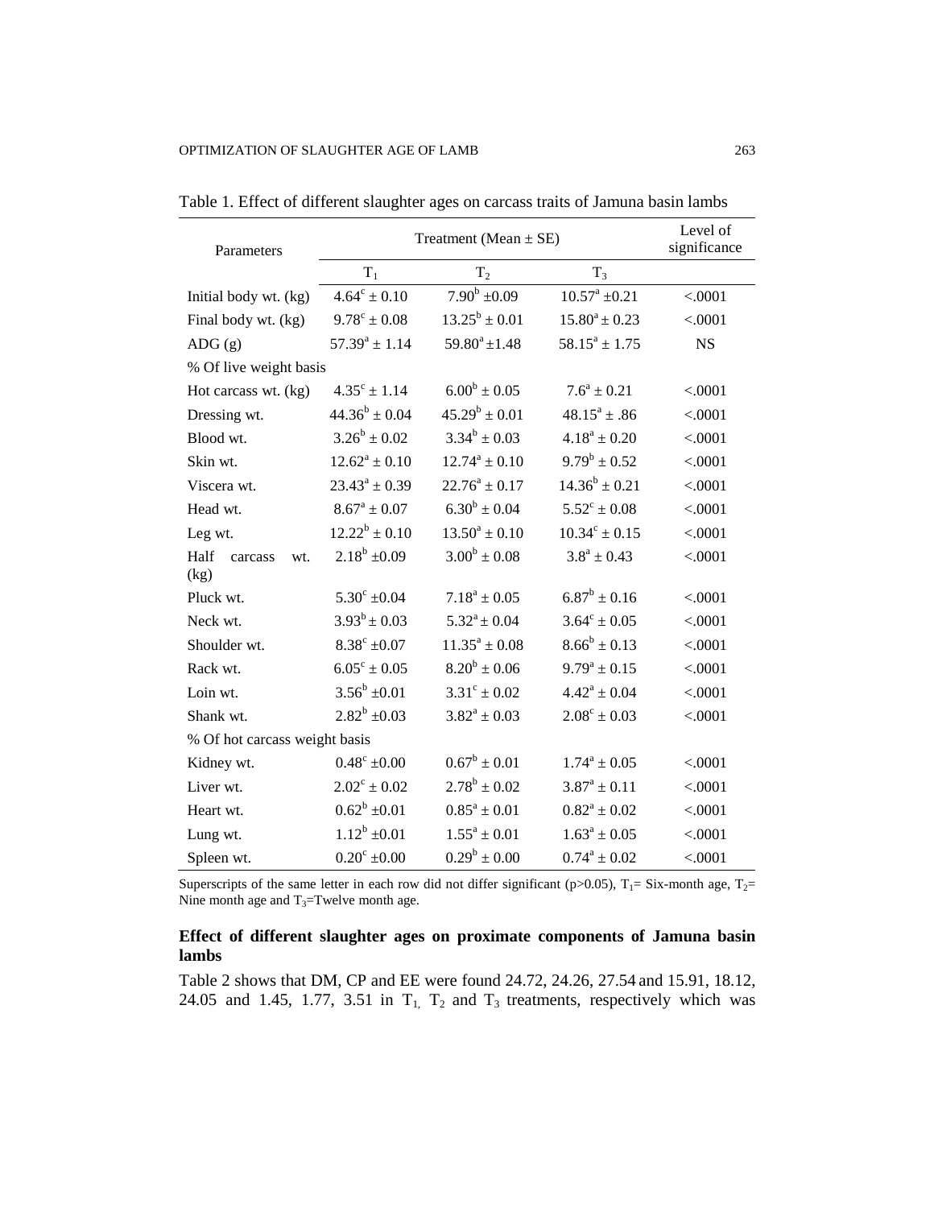Table 1. Effect of different slaughter ages on carcass traits of Jamuna basin lambs

| Parameters | Treatment (Mean ± SE) | | | Level of significance |
|---|---|---|---|---|
| | $T_1$ | $T_2$ | $T_3$ | |
| Initial body wt. (kg) | $4.64^c \pm 0.10$ | $7.90^b \pm 0.09$ | $10.57^a \pm 0.21$ | <.0001 |
| Final body wt. (kg) | $9.78^c \pm 0.08$ | $13.25^b \pm 0.01$ | $15.80^a \pm 0.23$ | <.0001 |
| ADG (g) | $57.39^a \pm 1.14$ | $59.80^a \pm 1.48$ | $58.15^a \pm 1.75$ | NS |
| % Of live weight basis | | | | |
| Hot carcass wt. (kg) | $4.35^c \pm 1.14$ | $6.00^b \pm 0.05$ | $7.6^a \pm 0.21$ | <.0001 |
| Dressing wt. | $44.36^b \pm 0.04$ | $45.29^b \pm 0.01$ | $48.15^a \pm .86$ | <.0001 |
| Blood wt. | $3.26^b \pm 0.02$ | $3.34^b \pm 0.03$ | $4.18^a \pm 0.20$ | <.0001 |
| Skin wt. | $12.62^a \pm 0.10$ | $12.74^a \pm 0.10$ | $9.79^b \pm 0.52$ | <.0001 |
| Viscera wt. | $23.43^a \pm 0.39$ | $22.76^a \pm 0.17$ | $14.36^b \pm 0.21$ | <.0001 |
| Head wt. | $8.67^a \pm 0.07$ | $6.30^b \pm 0.04$ | $5.52^c \pm 0.08$ | <.0001 |
| Leg wt. | $12.22^b \pm 0.10$ | $13.50^a \pm 0.10$ | $10.34^c \pm 0.15$ | <.0001 |
| Half carcass wt. (kg) | $2.18^b \pm 0.09$ | $3.00^b \pm 0.08$ | $3.8^a \pm 0.43$ | <.0001 |
| Pluck wt. | $5.30^c \pm 0.04$ | $7.18^a \pm 0.05$ | $6.87^b \pm 0.16$ | <.0001 |
| Neck wt. | $3.93^b \pm 0.03$ | $5.32^a \pm 0.04$ | $3.64^c \pm 0.05$ | <.0001 |
| Shoulder wt. | $8.38^c \pm 0.07$ | $11.35^a \pm 0.08$ | $8.66^b \pm 0.13$ | <.0001 |
| Rack wt. | $6.05^c \pm 0.05$ | $8.20^b \pm 0.06$ | $9.79^a \pm 0.15$ | <.0001 |
| Loin wt. | $3.56^b \pm 0.01$ | $3.31^c \pm 0.02$ | $4.42^a \pm 0.04$ | <.0001 |
| Shank wt. | $2.82^b \pm 0.03$ | $3.82^a \pm 0.03$ | $2.08^c \pm 0.03$ | <.0001 |
| % Of hot carcass weight basis | | | | |
| Kidney wt. | $0.48^c \pm 0.00$ | $0.67^b \pm 0.01$ | $1.74^a \pm 0.05$ | <.0001 |
| Liver wt. | $2.02^c \pm 0.02$ | $2.78^b \pm 0.02$ | $3.87^a \pm 0.11$ | <.0001 |
| Heart wt. | $0.62^b \pm 0.01$ | $0.85^a \pm 0.01$ | $0.82^a \pm 0.02$ | <.0001 |
| Lung wt. | $1.12^b \pm 0.01$ | $1.55^a \pm 0.01$ | $1.63^a \pm 0.05$ | <.0001 |
| Spleen wt. | $0.20^c \pm 0.00$ | $0.29^b \pm 0.00$ | $0.74^a \pm 0.02$ | <.0001 |

Superscripts of the same letter in each row did not differ significant ($p>0.05$), $T_1$= Six-month age, $T_2$= Nine month age and $T_3$=Twelve month age.

### Effect of different slaughter ages on proximate components of Jamuna basin lambs

Table 2 shows that DM, CP and EE were found 24.72, 24.26, 27.54 and 15.91, 18.12, 24.05 and 1.45, 1.77, 3.51 in $T_1$, $T_2$ and $T_3$ treatments, respectively which was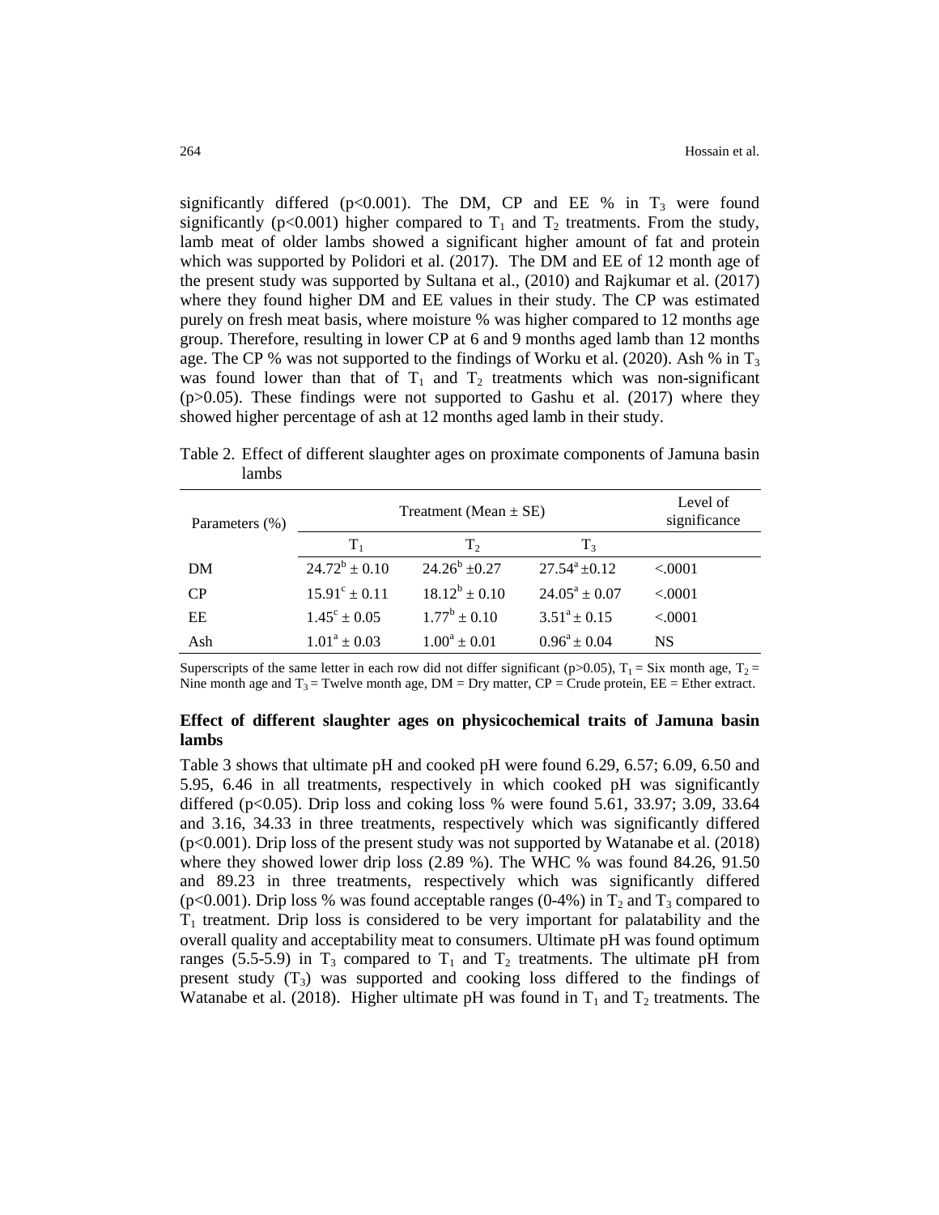significantly differed ($p<0.001$). The DM, CP and EE % in $T_3$ were found significantly ($p<0.001$) higher compared to $T_1$ and $T_2$ treatments. From the study, lamb meat of older lambs showed a significant higher amount of fat and protein which was supported by Polidori et al. (2017). The DM and EE of 12 month age of the present study was supported by Sultana et al., (2010) and Rajkumar et al. (2017) where they found higher DM and EE values in their study. The CP was estimated purely on fresh meat basis, where moisture % was higher compared to 12 months age group. Therefore, resulting in lower CP at 6 and 9 months aged lamb than 12 months age. The CP % was not supported to the findings of Worku et al. (2020). Ash % in $T_3$ was found lower than that of $T_1$ and $T_2$ treatments which was non-significant ($p>0.05$). These findings were not supported to Gashu et al. (2017) where they showed higher percentage of ash at 12 months aged lamb in their study.

Table 2. Effect of different slaughter ages on proximate components of Jamuna basin lambs

| Parameters (%) | Treatment (Mean ± SE) | | | Level of significance |
|---|---|---|---|---|
| | $T_1$ | $T_2$ | $T_3$ | |
| DM | $24.72^b \pm 0.10$ | $24.26^b \pm 0.27$ | $27.54^a \pm 0.12$ | <.0001 |
| CP | $15.91^c \pm 0.11$ | $18.12^b \pm 0.10$ | $24.05^a \pm 0.07$ | <.0001 |
| EE | $1.45^c \pm 0.05$ | $1.77^b \pm 0.10$ | $3.51^a \pm 0.15$ | <.0001 |
| Ash | $1.01^a \pm 0.03$ | $1.00^a \pm 0.01$ | $0.96^a \pm 0.04$ | NS |

Superscripts of the same letter in each row did not differ significant ($p>0.05$), $T_1$ = Six month age, $T_2$ = Nine month age and $T_3$ = Twelve month age, DM = Dry matter, CP = Crude protein, EE = Ether extract.

### Effect of different slaughter ages on physicochemical traits of Jamuna basin lambs

Table 3 shows that ultimate pH and cooked pH were found 6.29, 6.57; 6.09, 6.50 and 5.95, 6.46 in all treatments, respectively in which cooked pH was significantly differed ($p<0.05$). Drip loss and coking loss % were found 5.61, 33.97; 3.09, 33.64 and 3.16, 34.33 in three treatments, respectively which was significantly differed ($p<0.001$). Drip loss of the present study was not supported by Watanabe et al. (2018) where they showed lower drip loss (2.89 %). The WHC % was found 84.26, 91.50 and 89.23 in three treatments, respectively which was significantly differed ($p<0.001$). Drip loss % was found acceptable ranges (0-4%) in $T_2$ and $T_3$ compared to $T_1$ treatment. Drip loss is considered to be very important for palatability and the overall quality and acceptability meat to consumers. Ultimate pH was found optimum ranges (5.5-5.9) in $T_3$ compared to $T_1$ and $T_2$ treatments. The ultimate pH from present study ($T_3$) was supported and cooking loss differed to the findings of Watanabe et al. (2018). Higher ultimate pH was found in $T_1$ and $T_2$ treatments. The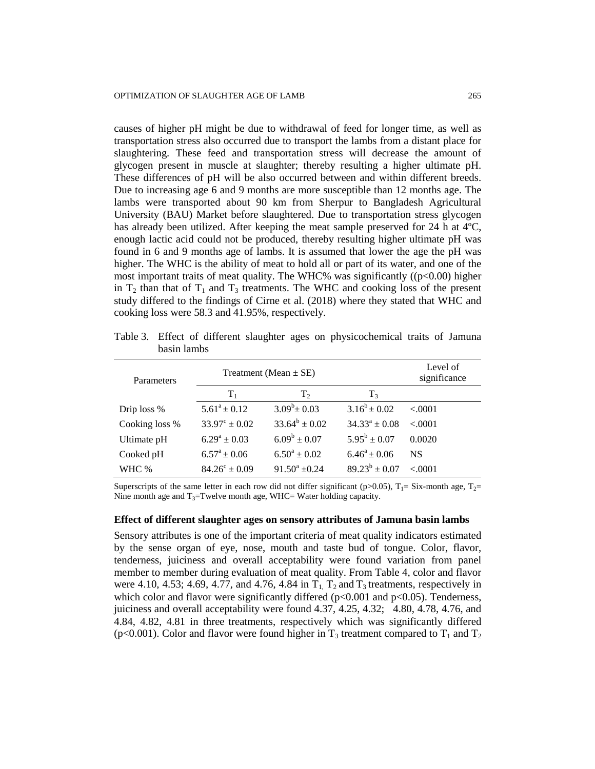causes of higher pH might be due to withdrawal of feed for longer time, as well as transportation stress also occurred due to transport the lambs from a distant place for slaughtering. These feed and transportation stress will decrease the amount of glycogen present in muscle at slaughter; thereby resulting a higher ultimate pH. These differences of pH will be also occurred between and within different breeds. Due to increasing age 6 and 9 months are more susceptible than 12 months age. The lambs were transported about 90 km from Sherpur to Bangladesh Agricultural University (BAU) Market before slaughtered. Due to transportation stress glycogen has already been utilized. After keeping the meat sample preserved for 24 h at 4ºC, enough lactic acid could not be produced, thereby resulting higher ultimate pH was found in 6 and 9 months age of lambs. It is assumed that lower the age the pH was higher. The WHC is the ability of meat to hold all or part of its water, and one of the most important traits of meat quality. The WHC% was significantly (($p<0.00$) higher in $T_2$ than that of $T_1$ and $T_3$ treatments. The WHC and cooking loss of the present study differed to the findings of Cirne et al. (2018) where they stated that WHC and cooking loss were 58.3 and 41.95%, respectively.

Table 3. Effect of different slaughter ages on physicochemical traits of Jamuna basin lambs

| Parameters | Treatment (Mean ± SE) | | | Level of significance |
|---|---|---|---|---|
| | $T_1$ | $T_2$ | $T_3$ | |
| Drip loss % | $5.61^a \pm 0.12$ | $3.09^b \pm 0.03$ | $3.16^b \pm 0.02$ | <.0001 |
| Cooking loss % | $33.97^c \pm 0.02$ | $33.64^b \pm 0.02$ | $34.33^a \pm 0.08$ | <.0001 |
| Ultimate pH | $6.29^a \pm 0.03$ | $6.09^b \pm 0.07$ | $5.95^b \pm 0.07$ | 0.0020 |
| Cooked pH | $6.57^a \pm 0.06$ | $6.50^a \pm 0.02$ | $6.46^a \pm 0.06$ | NS |
| WHC % | $84.26^c \pm 0.09$ | $91.50^a \pm 0.24$ | $89.23^b \pm 0.07$ | <.0001 |

Superscripts of the same letter in each row did not differ significant ($p>0.05$), $T_1$= Six-month age, $T_2$= Nine month age and $T_3$=Twelve month age, WHC= Water holding capacity.

### Effect of different slaughter ages on sensory attributes of Jamuna basin lambs

Sensory attributes is one of the important criteria of meat quality indicators estimated by the sense organ of eye, nose, mouth and taste bud of tongue. Color, flavor, tenderness, juiciness and overall acceptability were found variation from panel member to member during evaluation of meat quality. From Table 4, color and flavor were 4.10, 4.53; 4.69, 4.77, and 4.76, 4.84 in $T_1$, $T_2$ and $T_3$ treatments, respectively in which color and flavor were significantly differed ($p<0.001$ and $p<0.05$). Tenderness, juiciness and overall acceptability were found 4.37, 4.25, 4.32; 4.80, 4.78, 4.76, and 4.84, 4.82, 4.81 in three treatments, respectively which was significantly differed ($p<0.001$). Color and flavor were found higher in $T_3$ treatment compared to $T_1$ and $T_2$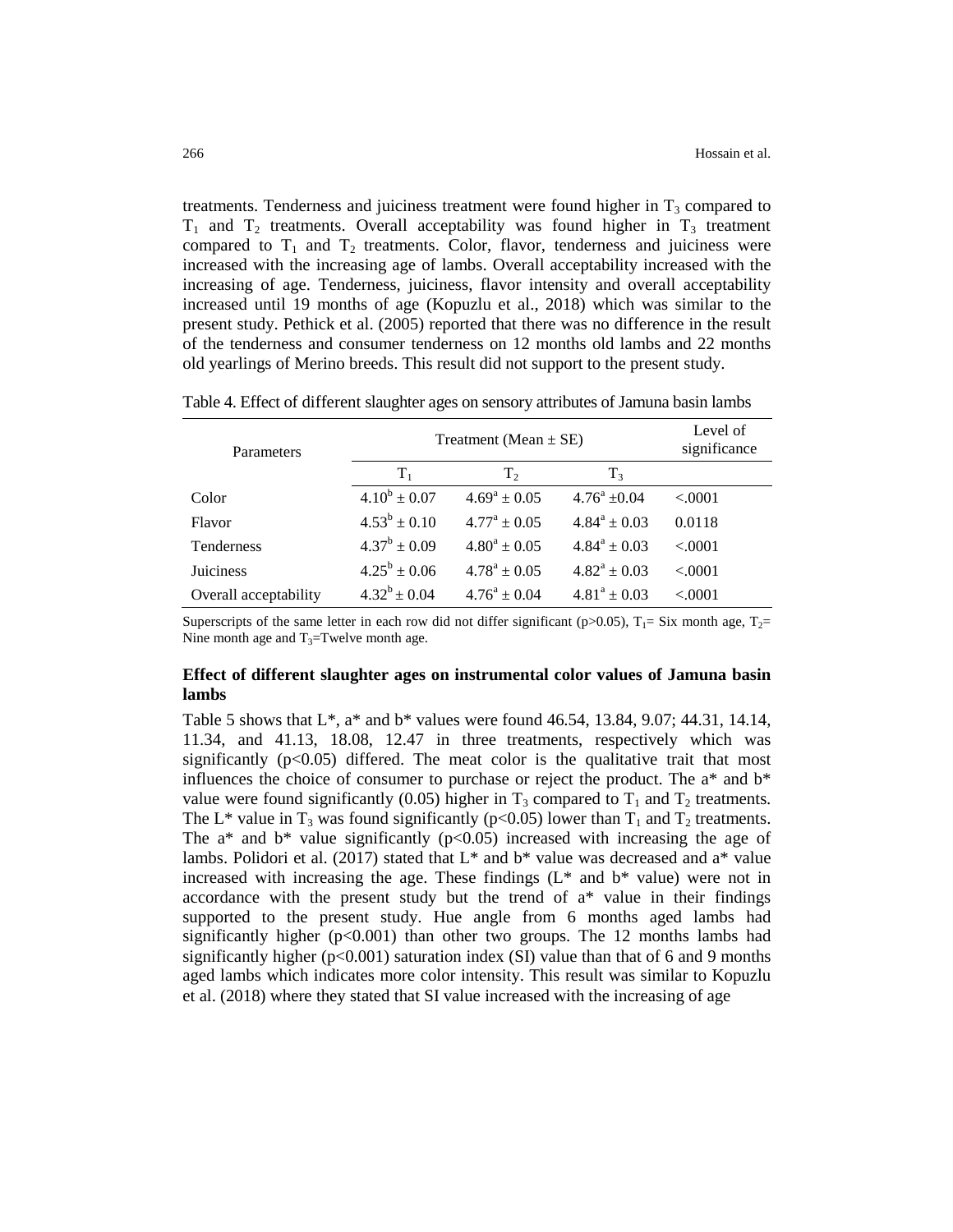treatments. Tenderness and juiciness treatment were found higher in $T_3$ compared to $T_1$ and $T_2$ treatments. Overall acceptability was found higher in $T_3$ treatment compared to $T_1$ and $T_2$ treatments. Color, flavor, tenderness and juiciness were increased with the increasing age of lambs. Overall acceptability increased with the increasing of age. Tenderness, juiciness, flavor intensity and overall acceptability increased until 19 months of age (Kopuzlu et al., 2018) which was similar to the present study. Pethick et al. (2005) reported that there was no difference in the result of the tenderness and consumer tenderness on 12 months old lambs and 22 months old yearlings of Merino breeds. This result did not support to the present study.

Table 4. Effect of different slaughter ages on sensory attributes of Jamuna basin lambs

| Parameters | Treatment (Mean ± SE) | | | Level of significance |
|---|---|---|---|---|
| | $T_1$ | $T_2$ | $T_3$ | |
| Color | $4.10^b \pm 0.07$ | $4.69^a \pm 0.05$ | $4.76^a \pm 0.04$ | <.0001 |
| Flavor | $4.53^b \pm 0.10$ | $4.77^a \pm 0.05$ | $4.84^a \pm 0.03$ | 0.0118 |
| Tenderness | $4.37^b \pm 0.09$ | $4.80^a \pm 0.05$ | $4.84^a \pm 0.03$ | <.0001 |
| Juiciness | $4.25^b \pm 0.06$ | $4.78^a \pm 0.05$ | $4.82^a \pm 0.03$ | <.0001 |
| Overall acceptability | $4.32^b \pm 0.04$ | $4.76^a \pm 0.04$ | $4.81^a \pm 0.03$ | <.0001 |

Superscripts of the same letter in each row did not differ significant ($p>0.05$), $T_1$= Six month age, $T_2$= Nine month age and $T_3$=Twelve month age.

### Effect of different slaughter ages on instrumental color values of Jamuna basin lambs

Table 5 shows that L*, a* and b* values were found 46.54, 13.84, 9.07; 44.31, 14.14, 11.34, and 41.13, 18.08, 12.47 in three treatments, respectively which was significantly ($p<0.05$) differed. The meat color is the qualitative trait that most influences the choice of consumer to purchase or reject the product. The a* and b* value were found significantly (0.05) higher in $T_3$ compared to $T_1$ and $T_2$ treatments. The L* value in $T_3$ was found significantly ($p<0.05$) lower than $T_1$ and $T_2$ treatments. The a* and b* value significantly ($p<0.05$) increased with increasing the age of lambs. Polidori et al. (2017) stated that L* and b* value was decreased and a* value increased with increasing the age. These findings (L* and b* value) were not in accordance with the present study but the trend of a* value in their findings supported to the present study. Hue angle from 6 months aged lambs had significantly higher ($p<0.001$) than other two groups. The 12 months lambs had significantly higher ($p<0.001$) saturation index (SI) value than that of 6 and 9 months aged lambs which indicates more color intensity. This result was similar to Kopuzlu et al. (2018) where they stated that SI value increased with the increasing of age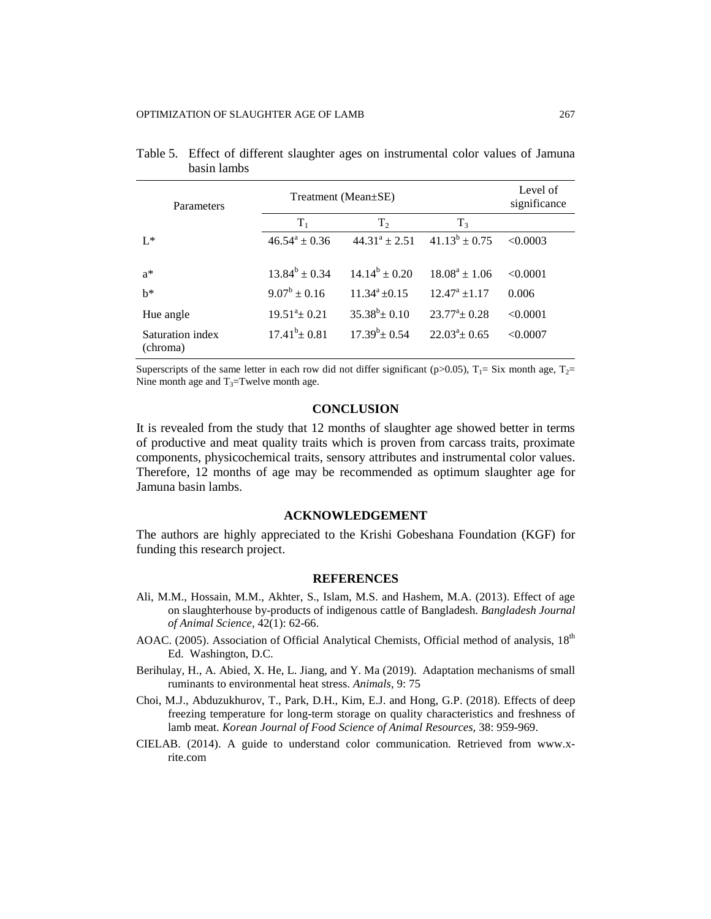Table 5. Effect of different slaughter ages on instrumental color values of Jamuna basin lambs

| Parameters | Treatment (Mean±SE) | | | Level of significance |
|---|---|---|---|---|
| | $T_1$ | $T_2$ | $T_3$ | |
| L* | $46.54^a \pm 0.36$ | $44.31^a \pm 2.51$ | $41.13^b \pm 0.75$ | <0.0003 |
| a* | $13.84^b \pm 0.34$ | $14.14^b \pm 0.20$ | $18.08^a \pm 1.06$ | <0.0001 |
| b* | $9.07^b \pm 0.16$ | $11.34^a \pm 0.15$ | $12.47^a \pm 1.17$ | 0.006 |
| Hue angle | $19.51^a \pm 0.21$ | $35.38^b \pm 0.10$ | $23.77^a \pm 0.28$ | <0.0001 |
| Saturation index (chroma) | $17.41^b \pm 0.81$ | $17.39^b \pm 0.54$ | $22.03^a \pm 0.65$ | <0.0007 |

Superscripts of the same letter in each row did not differ significant ($p>0.05$), $T_1$= Six month age, $T_2$= Nine month age and $T_3$=Twelve month age.

## CONCLUSION

It is revealed from the study that 12 months of slaughter age showed better in terms of productive and meat quality traits which is proven from carcass traits, proximate components, physicochemical traits, sensory attributes and instrumental color values. Therefore, 12 months of age may be recommended as optimum slaughter age for Jamuna basin lambs.

## ACKNOWLEDGEMENT

The authors are highly appreciated to the Krishi Gobeshana Foundation (KGF) for funding this research project.

## REFERENCES

Ali, M.M., Hossain, M.M., Akhter, S., Islam, M.S. and Hashem, M.A. (2013). Effect of age on slaughterhouse by-products of indigenous cattle of Bangladesh. *Bangladesh Journal of Animal Science*, 42(1): 62-66.

AOAC. (2005). Association of Official Analytical Chemists, Official method of analysis, 18th Ed. Washington, D.C.

Berihulay, H., A. Abied, X. He, L. Jiang, and Y. Ma (2019). Adaptation mechanisms of small ruminants to environmental heat stress. *Animals*, 9: 75

Choi, M.J., Abduzukhurov, T., Park, D.H., Kim, E.J. and Hong, G.P. (2018). Effects of deep freezing temperature for long-term storage on quality characteristics and freshness of lamb meat. *Korean Journal of Food Science of Animal Resources,* 38: 959-969.

CIELAB. (2014). A guide to understand color communication. Retrieved from www.x-rite.com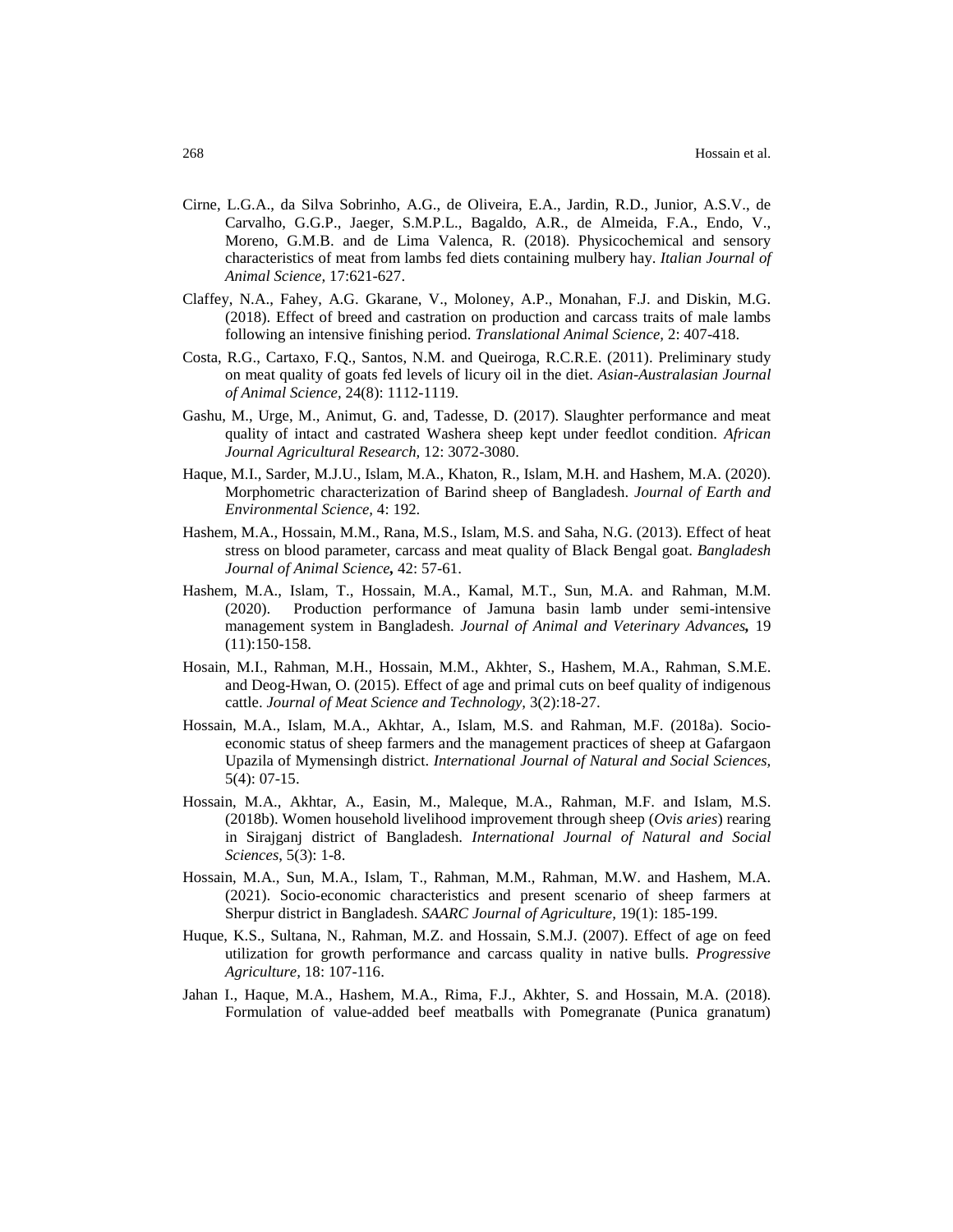Cirne, L.G.A., da Silva Sobrinho, A.G., de Oliveira, E.A., Jardin, R.D., Junior, A.S.V., de Carvalho, G.G.P., Jaeger, S.M.P.L., Bagaldo, A.R., de Almeida, F.A., Endo, V., Moreno, G.M.B. and de Lima Valenca, R. (2018). Physicochemical and sensory characteristics of meat from lambs fed diets containing mulberry hay. *Italian Journal of Animal Science,* 17:621-627.

Claffey, N.A., Fahey, A.G. Gkarane, V., Moloney, A.P., Monahan, F.J. and Diskin, M.G. (2018). Effect of breed and castration on production and carcass traits of male lambs following an intensive finishing period. *Translational Animal Science,* 2: 407-418.

Costa, R.G., Cartaxo, F.Q., Santos, N.M. and Queiroga, R.C.R.E. (2011). Preliminary study on meat quality of goats fed levels of licury oil in the diet. *Asian-Australasian Journal of Animal Science,* 24(8): 1112-1119.

Gashu, M., Urge, M., Animut, G. and, Tadesse, D. (2017). Slaughter performance and meat quality of intact and castrated Washera sheep kept under feedlot condition. *African Journal Agricultural Research,* 12: 3072-3080.

Haque, M.I., Sarder, M.J.U., Islam, M.A., Khaton, R., Islam, M.H. and Hashem, M.A. (2020). Morphometric characterization of Barind sheep of Bangladesh. *Journal of Earth and Environmental Science,* 4: 192.

Hashem, M.A., Hossain, M.M., Rana, M.S., Islam, M.S. and Saha, N.G. (2013). Effect of heat stress on blood parameter, carcass and meat quality of Black Bengal goat. *Bangladesh Journal of Animal Science,* 42: 57-61.

Hashem, M.A., Islam, T., Hossain, M.A., Kamal, M.T., Sun, M.A. and Rahman, M.M. (2020). Production performance of Jamuna basin lamb under semi-intensive management system in Bangladesh. *Journal of Animal and Veterinary Advances,* 19 (11):150-158.

Hosain, M.I., Rahman, M.H., Hossain, M.M., Akhter, S., Hashem, M.A., Rahman, S.M.E. and Deog-Hwan, O. (2015). Effect of age and primal cuts on beef quality of indigenous cattle. *Journal of Meat Science and Technology,* 3(2):18-27.

Hossain, M.A., Islam, M.A., Akhtar, A., Islam, M.S. and Rahman, M.F. (2018a). Socio-economic status of sheep farmers and the management practices of sheep at Gafargaon Upazila of Mymensingh district. *International Journal of Natural and Social Sciences,* 5(4): 07-15.

Hossain, M.A., Akhtar, A., Easin, M., Maleque, M.A., Rahman, M.F. and Islam, M.S. (2018b). Women household livelihood improvement through sheep (*Ovis aries*) rearing in Sirajganj district of Bangladesh. *International Journal of Natural and Social Sciences*, 5(3): 1-8.

Hossain, M.A., Sun, M.A., Islam, T., Rahman, M.M., Rahman, M.W. and Hashem, M.A. (2021). Socio-economic characteristics and present scenario of sheep farmers at Sherpur district in Bangladesh. *SAARC Journal of Agriculture,* 19(1): 185-199.

Huque, K.S., Sultana, N., Rahman, M.Z. and Hossain, S.M.J. (2007). Effect of age on feed utilization for growth performance and carcass quality in native bulls. *Progressive Agriculture,* 18: 107-116.

Jahan I., Haque, M.A., Hashem, M.A., Rima, F.J., Akhter, S. and Hossain, M.A. (2018). Formulation of value-added beef meatballs with Pomegranate (Punica granatum)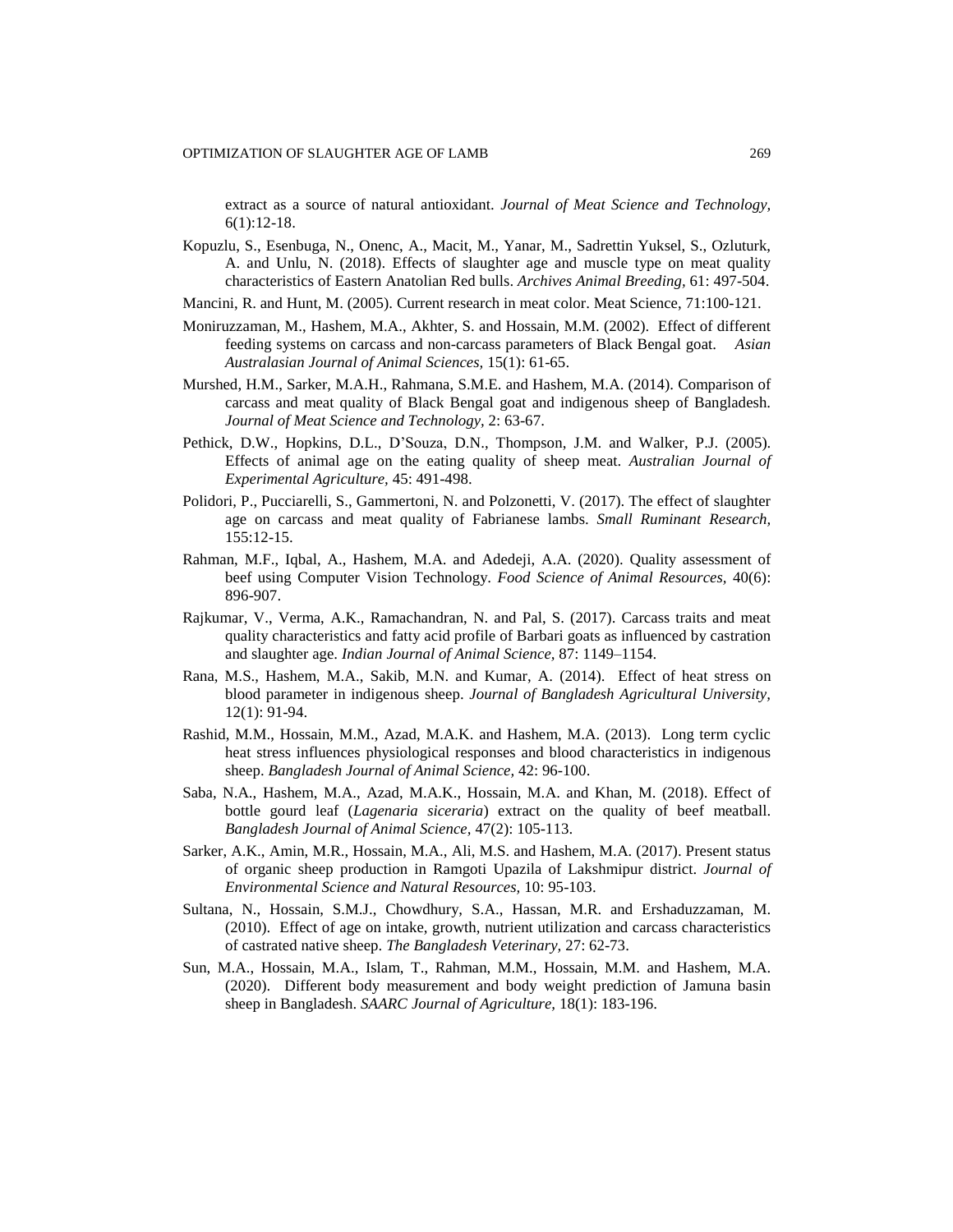extract as a source of natural antioxidant. *Journal of Meat Science and Technology,* 6(1):12-18.

Kopuzlu, S., Esenbuga, N., Onenc, A., Macit, M., Yanar, M., Sadrettin Yuksel, S., Ozluturk, A. and Unlu, N. (2018). Effects of slaughter age and muscle type on meat quality characteristics of Eastern Anatolian Red bulls. *Archives Animal Breeding,* 61: 497-504.

Mancini, R. and Hunt, M. (2005). Current research in meat color. Meat Science, 71:100-121.

Moniruzzaman, M., Hashem, M.A., Akhter, S. and Hossain, M.M. (2002). Effect of different feeding systems on carcass and non-carcass parameters of Black Bengal goat. *Asian Australasian Journal of Animal Sciences,* 15(1): 61-65.

Murshed, H.M., Sarker, M.A.H., Rahmana, S.M.E. and Hashem, M.A. (2014). Comparison of carcass and meat quality of Black Bengal goat and indigenous sheep of Bangladesh. *Journal of Meat Science and Technology,* 2: 63-67.

Pethick, D.W., Hopkins, D.L., D'Souza, D.N., Thompson, J.M. and Walker, P.J. (2005). Effects of animal age on the eating quality of sheep meat. *Australian Journal of Experimental Agriculture,* 45: 491-498.

Polidori, P., Pucciarelli, S., Gammertoni, N. and Polzonetti, V. (2017). The effect of slaughter age on carcass and meat quality of Fabrianese lambs. *Small Ruminant Research,* 155:12-15.

Rahman, M.F., Iqbal, A., Hashem, M.A. and Adedeji, A.A. (2020). Quality assessment of beef using Computer Vision Technology. *Food Science of Animal Resources,* 40(6): 896-907.

Rajkumar, V., Verma, A.K., Ramachandran, N. and Pal, S. (2017). Carcass traits and meat quality characteristics and fatty acid profile of Barbari goats as influenced by castration and slaughter age. *Indian Journal of Animal Science,* 87: 1149–1154.

Rana, M.S., Hashem, M.A., Sakib, M.N. and Kumar, A. (2014). Effect of heat stress on blood parameter in indigenous sheep. *Journal of Bangladesh Agricultural University,* 12(1): 91-94.

Rashid, M.M., Hossain, M.M., Azad, M.A.K. and Hashem, M.A. (2013). Long term cyclic heat stress influences physiological responses and blood characteristics in indigenous sheep. *Bangladesh Journal of Animal Science,* 42: 96-100.

Saba, N.A., Hashem, M.A., Azad, M.A.K., Hossain, M.A. and Khan, M. (2018). Effect of bottle gourd leaf (*Lagenaria siceraria*) extract on the quality of beef meatball. *Bangladesh Journal of Animal Science,* 47(2): 105-113.

Sarker, A.K., Amin, M.R., Hossain, M.A., Ali, M.S. and Hashem, M.A. (2017). Present status of organic sheep production in Ramgoti Upazila of Lakshmipur district. *Journal of Environmental Science and Natural Resources,* 10: 95-103.

Sultana, N., Hossain, S.M.J., Chowdhury, S.A., Hassan, M.R. and Ershaduzzaman, M. (2010). Effect of age on intake, growth, nutrient utilization and carcass characteristics of castrated native sheep. *The Bangladesh Veterinary,* 27: 62-73.

Sun, M.A., Hossain, M.A., Islam, T., Rahman, M.M., Hossain, M.M. and Hashem, M.A. (2020). Different body measurement and body weight prediction of Jamuna basin sheep in Bangladesh. *SAARC Journal of Agriculture,* 18(1): 183-196.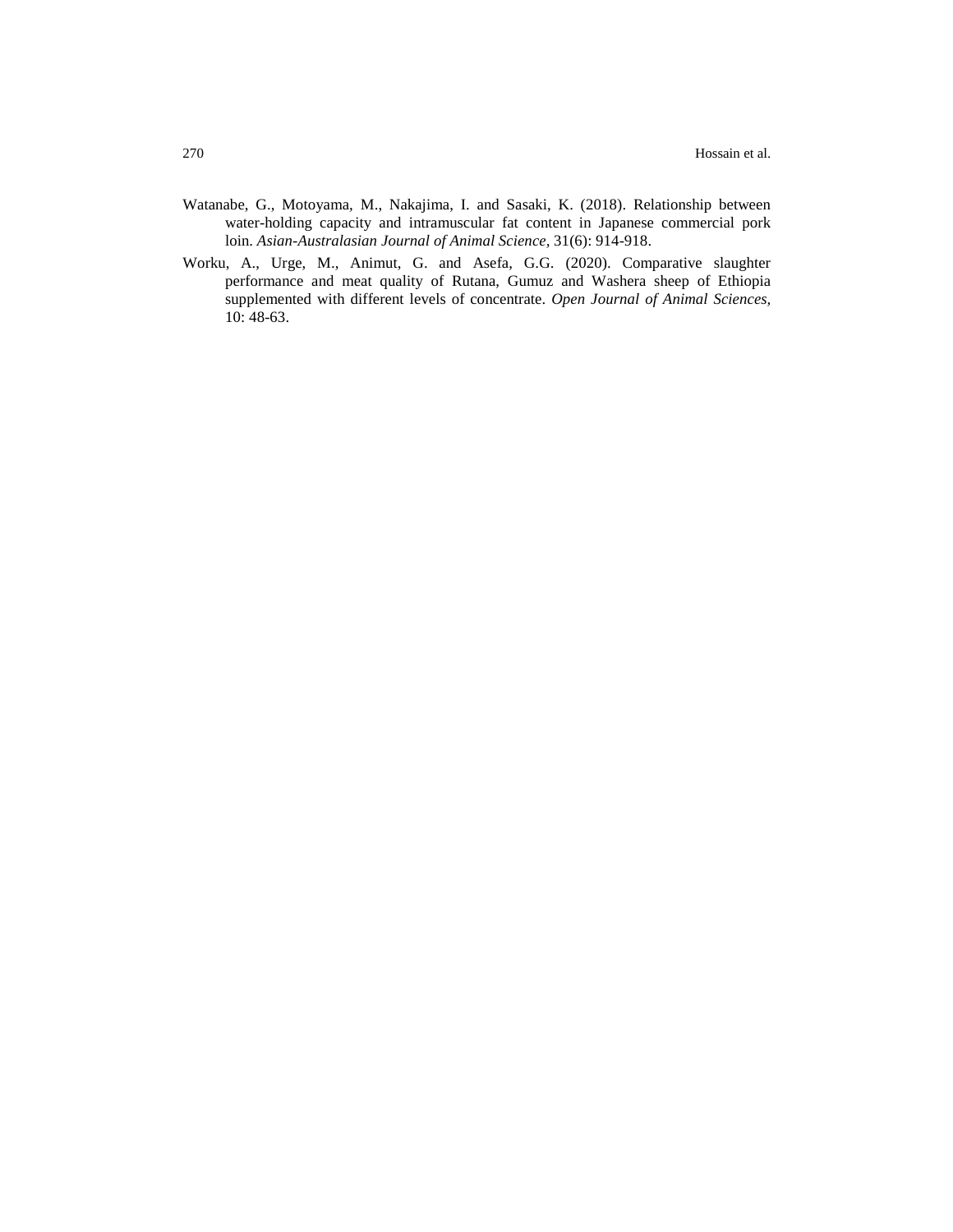Watanabe, G., Motoyama, M., Nakajima, I. and Sasaki, K. (2018). Relationship between water-holding capacity and intramuscular fat content in Japanese commercial pork loin. *Asian-Australasian Journal of Animal Science,* 31(6): 914-918.

Worku, A., Urge, M., Animut, G. and Asefa, G.G. (2020). Comparative slaughter performance and meat quality of Rutana, Gumuz and Washera sheep of Ethiopia supplemented with different levels of concentrate. *Open Journal of Animal Sciences,* 10: 48-63.